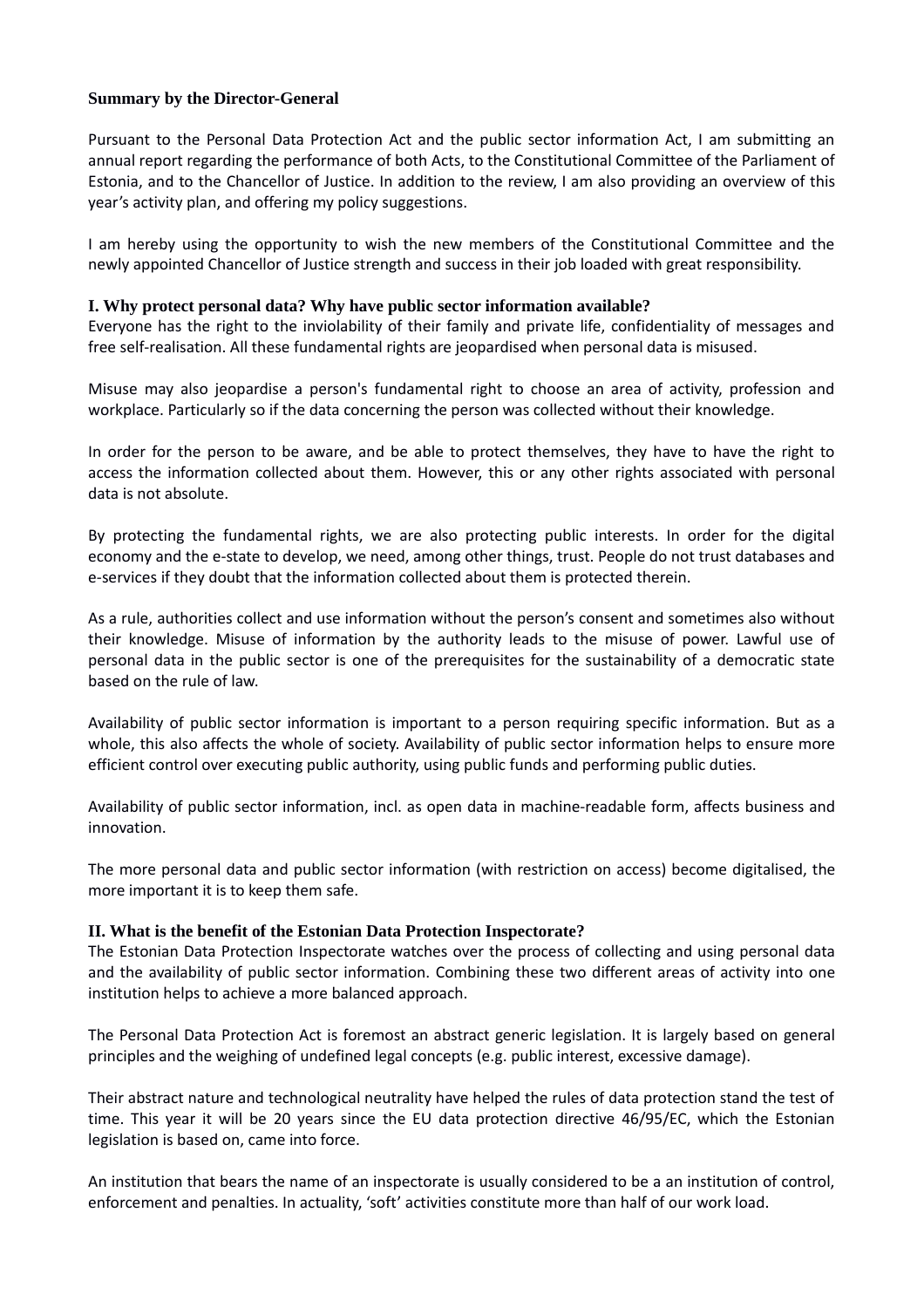## Summary by the Director-General

Pursuant to the Personal Data Protection Act and the public sector information Act, I am submitting an annual report regarding the performance of both Acts, to the Constitutional Committee of the Parliament of Estonia, and to the Chancellor of Justice. In addition to the review, I am also providing an overview of this year's activity plan, and offering my policy suggestions.

I am hereby using the opportunity to wish the new members of the Constitutional Committee and the newly appointed Chancellor of Justice strength and success in their job loaded with great responsibility.

### I. Why protect personal data? Why have public sector information available?

Everyone has the right to the inviolability of their family and private life, confidentiality of messages and free self-realisation. All these fundamental rights are jeopardised when personal data is misused.

Misuse may also jeopardise a person's fundamental right to choose an area of activity, profession and workplace. Particularly so if the data concerning the person was collected without their knowledge.

In order for the person to be aware, and be able to protect themselves, they have to have the right to access the information collected about them. However, this or any other rights associated with personal data is not absolute.

By protecting the fundamental rights, we are also protecting public interests. In order for the digital economy and the e-state to develop, we need, among other things, trust. People do not trust databases and e-services if they doubt that the information collected about them is protected therein.

As a rule, authorities collect and use information without the person's consent and sometimes also without their knowledge. Misuse of information by the authority leads to the misuse of power. Lawful use of personal data in the public sector is one of the prerequisites for the sustainability of a democratic state based on the rule of law.

Availability of public sector information is important to a person requiring specific information. But as a whole, this also affects the whole of society. Availability of public sector information helps to ensure more efficient control over executing public authority, using public funds and performing public duties.

Availability of public sector information, incl. as open data in machine-readable form, affects business and innovation.

The more personal data and public sector information (with restriction on access) become digitalised, the more important it is to keep them safe.

### II. What is the benefit of the Estonian Data Protection Inspectorate?

The Estonian Data Protection Inspectorate watches over the process of collecting and using personal data and the availability of public sector information. Combining these two different areas of activity into one institution helps to achieve a more balanced approach.

The Personal Data Protection Act is foremost an abstract generic legislation. It is largely based on general principles and the weighing of undefined legal concepts (e.g. public interest, excessive damage).

Their abstract nature and technological neutrality have helped the rules of data protection stand the test of time. This year it will be 20 years since the EU data protection directive 46/95/EC, which the Estonian legislation is based on, came into force.

An institution that bears the name of an inspectorate is usually considered to be a an institution of control, enforcement and penalties. In actuality, 'soft' activities constitute more than half of our work load.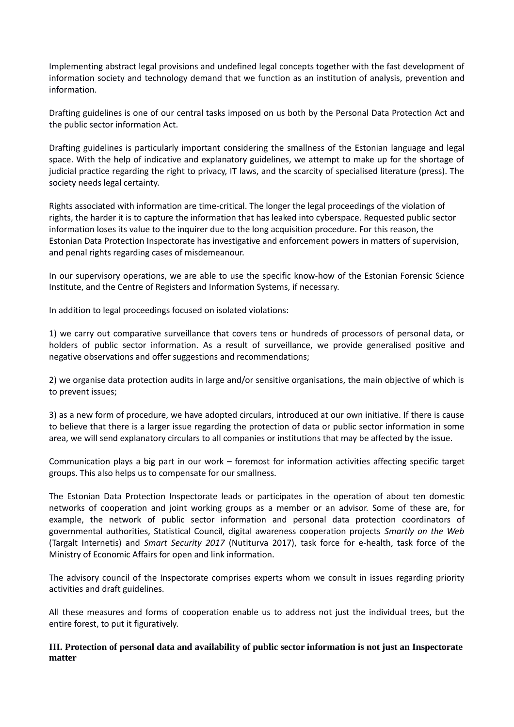Implementing abstract legal provisions and undefined legal concepts together with the fast development of information society and technology demand that we function as an institution of analysis, prevention and information.

Drafting guidelines is one of our central tasks imposed on us both by the Personal Data Protection Act and the public sector information Act.

Drafting guidelines is particularly important considering the smallness of the Estonian language and legal space. With the help of indicative and explanatory guidelines, we attempt to make up for the shortage of judicial practice regarding the right to privacy, IT laws, and the scarcity of specialised literature (press). The society needs legal certainty.

Rights associated with information are time-critical. The longer the legal proceedings of the violation of rights, the harder it is to capture the information that has leaked into cyberspace. Requested public sector information loses its value to the inquirer due to the long acquisition procedure. For this reason, the Estonian Data Protection Inspectorate has investigative and enforcement powers in matters of supervision, and penal rights regarding cases of misdemeanour.

In our supervisory operations, we are able to use the specific know-how of the Estonian Forensic Science Institute, and the Centre of Registers and Information Systems, if necessary.

In addition to legal proceedings focused on isolated violations:

1) we carry out comparative surveillance that covers tens or hundreds of processors of personal data, or holders of public sector information. As a result of surveillance, we provide generalised positive and negative observations and offer suggestions and recommendations;

2) we organise data protection audits in large and/or sensitive organisations, the main objective of which is to prevent issues;

3) as a new form of procedure, we have adopted circulars, introduced at our own initiative. If there is cause to believe that there is a larger issue regarding the protection of data or public sector information in some area, we will send explanatory circulars to all companies or institutions that may be affected by the issue.

Communication plays a big part in our work – foremost for information activities affecting specific target groups. This also helps us to compensate for our smallness.

The Estonian Data Protection Inspectorate leads or participates in the operation of about ten domestic networks of cooperation and joint working groups as a member or an advisor. Some of these are, for example, the network of public sector information and personal data protection coordinators of governmental authorities, Statistical Council, digital awareness cooperation projects *Smartly on the Web* (Targalt Internetis) and *Smart Security 2017* (Nutiturva 2017), task force for e-health, task force of the Ministry of Economic Affairs for open and link information.

The advisory council of the Inspectorate comprises experts whom we consult in issues regarding priority activities and draft guidelines.

All these measures and forms of cooperation enable us to address not just the individual trees, but the entire forest, to put it figuratively.

## III. Protection of personal data and availability of public sector information is not just an Inspectorate matter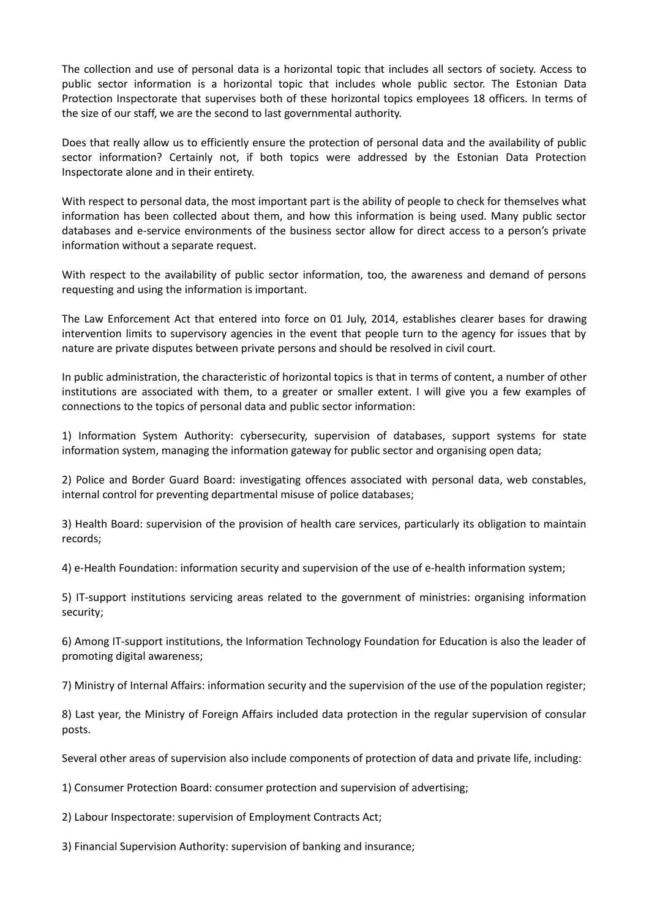The collection and use of personal data is a horizontal topic that includes all sectors of society. Access to public sector information is a horizontal topic that includes whole public sector. The Estonian Data Protection Inspectorate that supervises both of these horizontal topics employees 18 officers. In terms of the size of our staff, we are the second to last governmental authority.

Does that really allow us to efficiently ensure the protection of personal data and the availability of public sector information? Certainly not, if both topics were addressed by the Estonian Data Protection Inspectorate alone and in their entirety.

With respect to personal data, the most important part is the ability of people to check for themselves what information has been collected about them, and how this information is being used. Many public sector databases and e-service environments of the business sector allow for direct access to a person's private information without a separate request.

With respect to the availability of public sector information, too, the awareness and demand of persons requesting and using the information is important.

The Law Enforcement Act that entered into force on 01 July, 2014, establishes clearer bases for drawing intervention limits to supervisory agencies in the event that people turn to the agency for issues that by nature are private disputes between private persons and should be resolved in civil court.

In public administration, the characteristic of horizontal topics is that in terms of content, a number of other institutions are associated with them, to a greater or smaller extent. I will give you a few examples of connections to the topics of personal data and public sector information:

1) Information System Authority: cybersecurity, supervision of databases, support systems for state information system, managing the information gateway for public sector and organising open data;

2) Police and Border Guard Board: investigating offences associated with personal data, web constables, internal control for preventing departmental misuse of police databases;

3) Health Board: supervision of the provision of health care services, particularly its obligation to maintain records;

4) e-Health Foundation: information security and supervision of the use of e-health information system;

5) IT-support institutions servicing areas related to the government of ministries: organising information security;

6) Among IT-support institutions, the Information Technology Foundation for Education is also the leader of promoting digital awareness;

7) Ministry of Internal Affairs: information security and the supervision of the use of the population register;

8) Last year, the Ministry of Foreign Affairs included data protection in the regular supervision of consular posts.

Several other areas of supervision also include components of protection of data and private life, including:

1) Consumer Protection Board: consumer protection and supervision of advertising;

2) Labour Inspectorate: supervision of Employment Contracts Act;

3) Financial Supervision Authority: supervision of banking and insurance;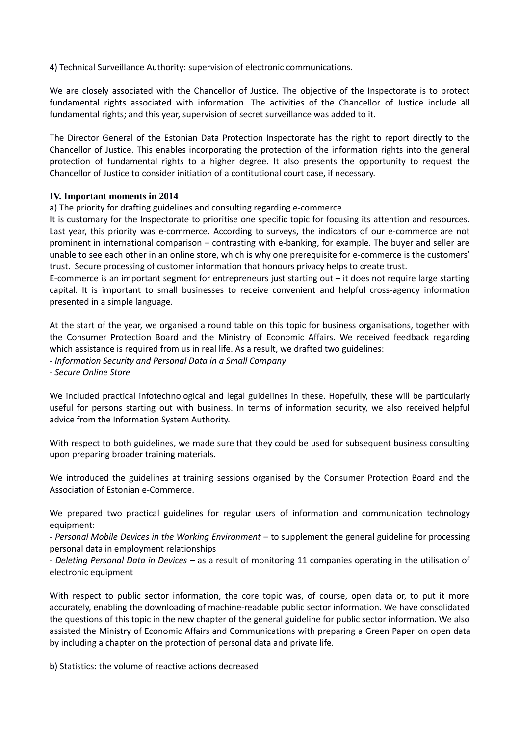4) Technical Surveillance Authority: supervision of electronic communications.

We are closely associated with the Chancellor of Justice. The objective of the Inspectorate is to protect fundamental rights associated with information. The activities of the Chancellor of Justice include all fundamental rights; and this year, supervision of secret surveillance was added to it.

The Director General of the Estonian Data Protection Inspectorate has the right to report directly to the Chancellor of Justice. This enables incorporating the protection of the information rights into the general protection of fundamental rights to a higher degree. It also presents the opportunity to request the Chancellor of Justice to consider initiation of a contitutional court case, if necessary.

## IV. Important moments in 2014

a) The priority for drafting guidelines and consulting regarding e-commerce

It is customary for the Inspectorate to prioritise one specific topic for focusing its attention and resources. Last year, this priority was e-commerce. According to surveys, the indicators of our e-commerce are not prominent in international comparison – contrasting with e-banking, for example. The buyer and seller are unable to see each other in an online store, which is why one prerequisite for e-commerce is the customers' trust. Secure processing of customer information that honours privacy helps to create trust.

E-commerce is an important segment for entrepreneurs just starting out – it does not require large starting capital. It is important to small businesses to receive convenient and helpful cross-agency information presented in a simple language.

At the start of the year, we organised a round table on this topic for business organisations, together with the Consumer Protection Board and the Ministry of Economic Affairs. We received feedback regarding which assistance is required from us in real life. As a result, we drafted two guidelines:

- *Information Security and Personal Data in a Small Company*
- *Secure Online Store*

We included practical infotechnological and legal guidelines in these. Hopefully, these will be particularly useful for persons starting out with business. In terms of information security, we also received helpful advice from the Information System Authority.

With respect to both guidelines, we made sure that they could be used for subsequent business consulting upon preparing broader training materials.

We introduced the guidelines at training sessions organised by the Consumer Protection Board and the Association of Estonian e-Commerce.

We prepared two practical guidelines for regular users of information and communication technology equipment:

- *Personal Mobile Devices in the Working Environment* – to supplement the general guideline for processing personal data in employment relationships
- *Deleting Personal Data in Devices* – as a result of monitoring 11 companies operating in the utilisation of electronic equipment

With respect to public sector information, the core topic was, of course, open data or, to put it more accurately, enabling the downloading of machine-readable public sector information. We have consolidated the questions of this topic in the new chapter of the general guideline for public sector information. We also assisted the Ministry of Economic Affairs and Communications with preparing a Green Paper on open data by including a chapter on the protection of personal data and private life.

b) Statistics: the volume of reactive actions decreased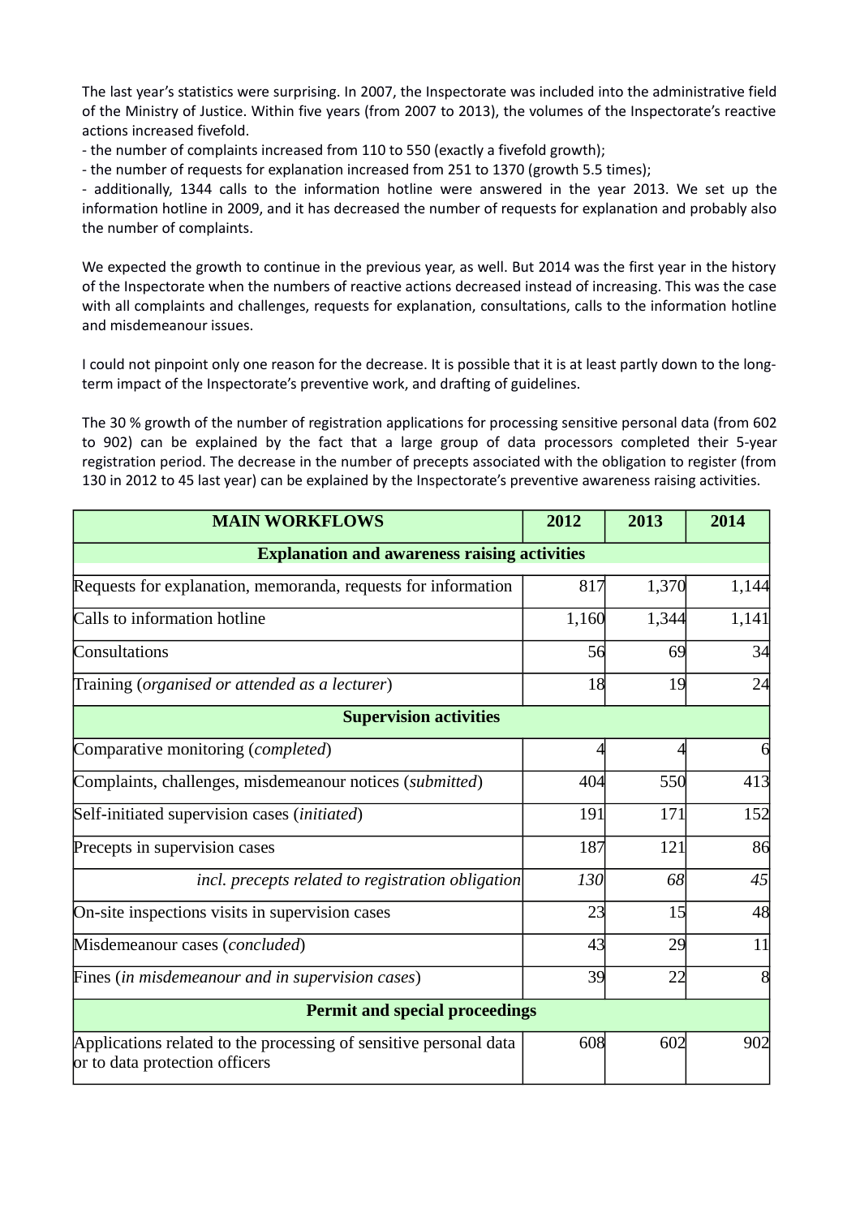The last year's statistics were surprising. In 2007, the Inspectorate was included into the administrative field of the Ministry of Justice. Within five years (from 2007 to 2013), the volumes of the Inspectorate's reactive actions increased fivefold.

- the number of complaints increased from 110 to 550 (exactly a fivefold growth);
- the number of requests for explanation increased from 251 to 1370 (growth 5.5 times);
- additionally, 1344 calls to the information hotline were answered in the year 2013. We set up the information hotline in 2009, and it has decreased the number of requests for explanation and probably also the number of complaints.

We expected the growth to continue in the previous year, as well. But 2014 was the first year in the history of the Inspectorate when the numbers of reactive actions decreased instead of increasing. This was the case with all complaints and challenges, requests for explanation, consultations, calls to the information hotline and misdemeanour issues.

I could not pinpoint only one reason for the decrease. It is possible that it is at least partly down to the long-term impact of the Inspectorate's preventive work, and drafting of guidelines.

The 30 % growth of the number of registration applications for processing sensitive personal data (from 602 to 902) can be explained by the fact that a large group of data processors completed their 5-year registration period. The decrease in the number of precepts associated with the obligation to register (from 130 in 2012 to 45 last year) can be explained by the Inspectorate's preventive awareness raising activities.

| **MAIN WORKFLOWS** | **2012** | **2013** | **2014** |
|---|---|---|---|
| **Explanation and awareness raising activities** | | | |
| Requests for explanation, memoranda, requests for information | 817 | 1,370 | 1,144 |
| Calls to information hotline | 1,160 | 1,344 | 1,141 |
| Consultations | 56 | 69 | 34 |
| Training (*organised or attended as a lecturer*) | 18 | 19 | 24 |
| **Supervision activities** | | | |
| Comparative monitoring (*completed*) | 4 | 4 | 6 |
| Complaints, challenges, misdemeanour notices (*submitted*) | 404 | 550 | 413 |
| Self-initiated supervision cases (*initiated*) | 191 | 171 | 152 |
| Precepts in supervision cases | 187 | 121 | 86 |
| *incl. precepts related to registration obligation* | *130* | *68* | *45* |
| On-site inspections visits in supervision cases | 23 | 15 | 48 |
| Misdemeanour cases (*concluded*) | 43 | 29 | 11 |
| Fines (*in misdemeanour and in supervision cases*) | 39 | 22 | 8 |
| **Permit and special proceedings** | | | |
| Applications related to the processing of sensitive personal data or to data protection officers | 608 | 602 | 902 |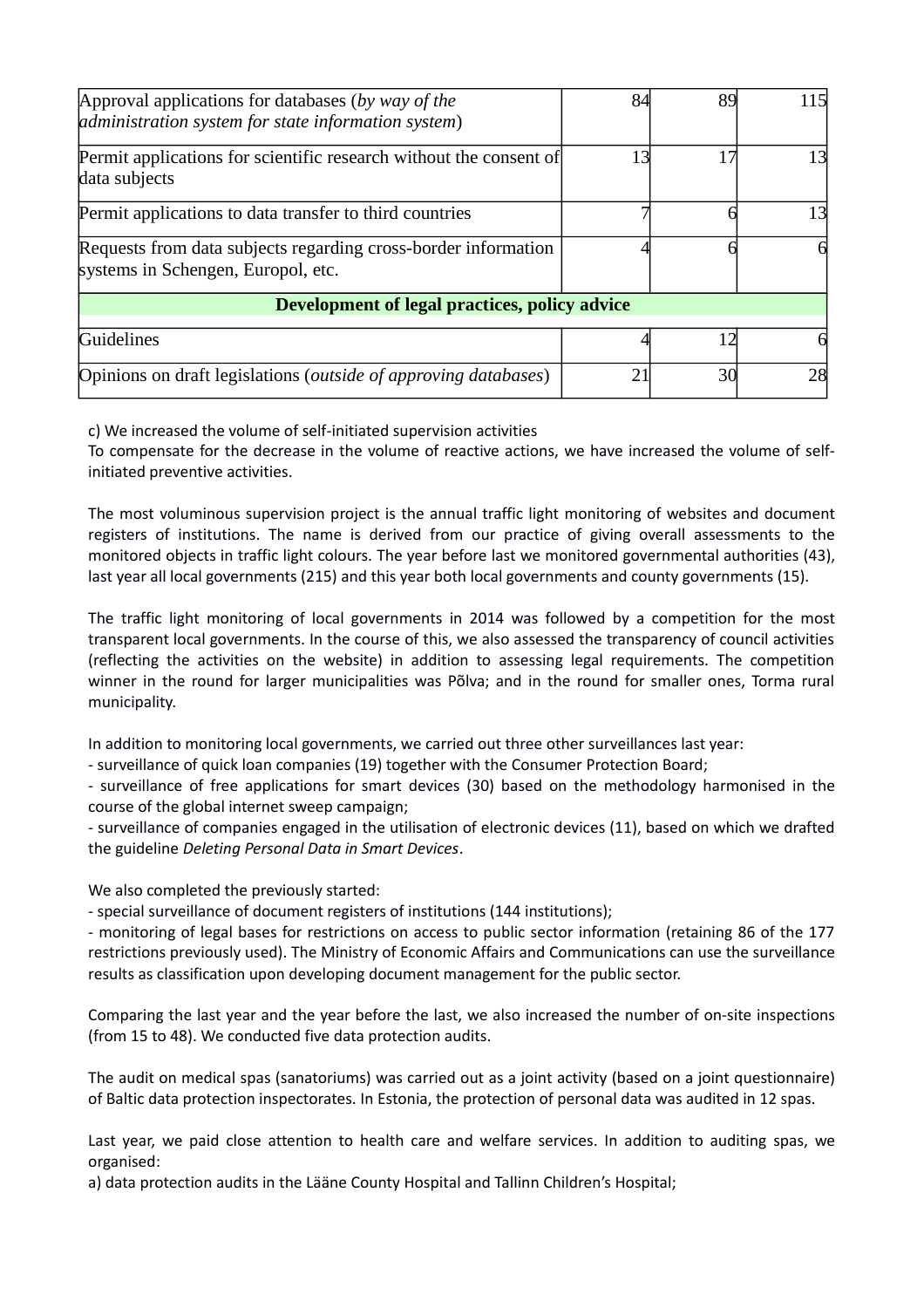| | | | |
|---|---|---|---|
| Approval applications for databases (*by way of the administration system for state information system*) | 84 | 89 | 115 |
| Permit applications for scientific research without the consent of data subjects | 13 | 17 | 13 |
| Permit applications to data transfer to third countries | 7 | 6 | 13 |
| Requests from data subjects regarding cross-border information systems in Schengen, Europol, etc. | 4 | 6 | 6 |
| **Development of legal practices, policy advice** | | | |
| Guidelines | 4 | 12 | 6 |
| Opinions on draft legislations (*outside of approving databases*) | 21 | 30 | 28 |

c) We increased the volume of self-initiated supervision activities

To compensate for the decrease in the volume of reactive actions, we have increased the volume of self-initiated preventive activities.

The most voluminous supervision project is the annual traffic light monitoring of websites and document registers of institutions. The name is derived from our practice of giving overall assessments to the monitored objects in traffic light colours. The year before last we monitored governmental authorities (43), last year all local governments (215) and this year both local governments and county governments (15).

The traffic light monitoring of local governments in 2014 was followed by a competition for the most transparent local governments. In the course of this, we also assessed the transparency of council activities (reflecting the activities on the website) in addition to assessing legal requirements. The competition winner in the round for larger municipalities was Põlva; and in the round for smaller ones, Torma rural municipality.

In addition to monitoring local governments, we carried out three other surveillances last year:

- surveillance of quick loan companies (19) together with the Consumer Protection Board;
- surveillance of free applications for smart devices (30) based on the methodology harmonised in the course of the global internet sweep campaign;
- surveillance of companies engaged in the utilisation of electronic devices (11), based on which we drafted the guideline *Deleting Personal Data in Smart Devices*.

We also completed the previously started:

- special surveillance of document registers of institutions (144 institutions);
- monitoring of legal bases for restrictions on access to public sector information (retaining 86 of the 177 restrictions previously used). The Ministry of Economic Affairs and Communications can use the surveillance results as classification upon developing document management for the public sector.

Comparing the last year and the year before the last, we also increased the number of on-site inspections (from 15 to 48). We conducted five data protection audits.

The audit on medical spas (sanatoriums) was carried out as a joint activity (based on a joint questionnaire) of Baltic data protection inspectorates. In Estonia, the protection of personal data was audited in 12 spas.

Last year, we paid close attention to health care and welfare services. In addition to auditing spas, we organised:

a) data protection audits in the Lääne County Hospital and Tallinn Children's Hospital;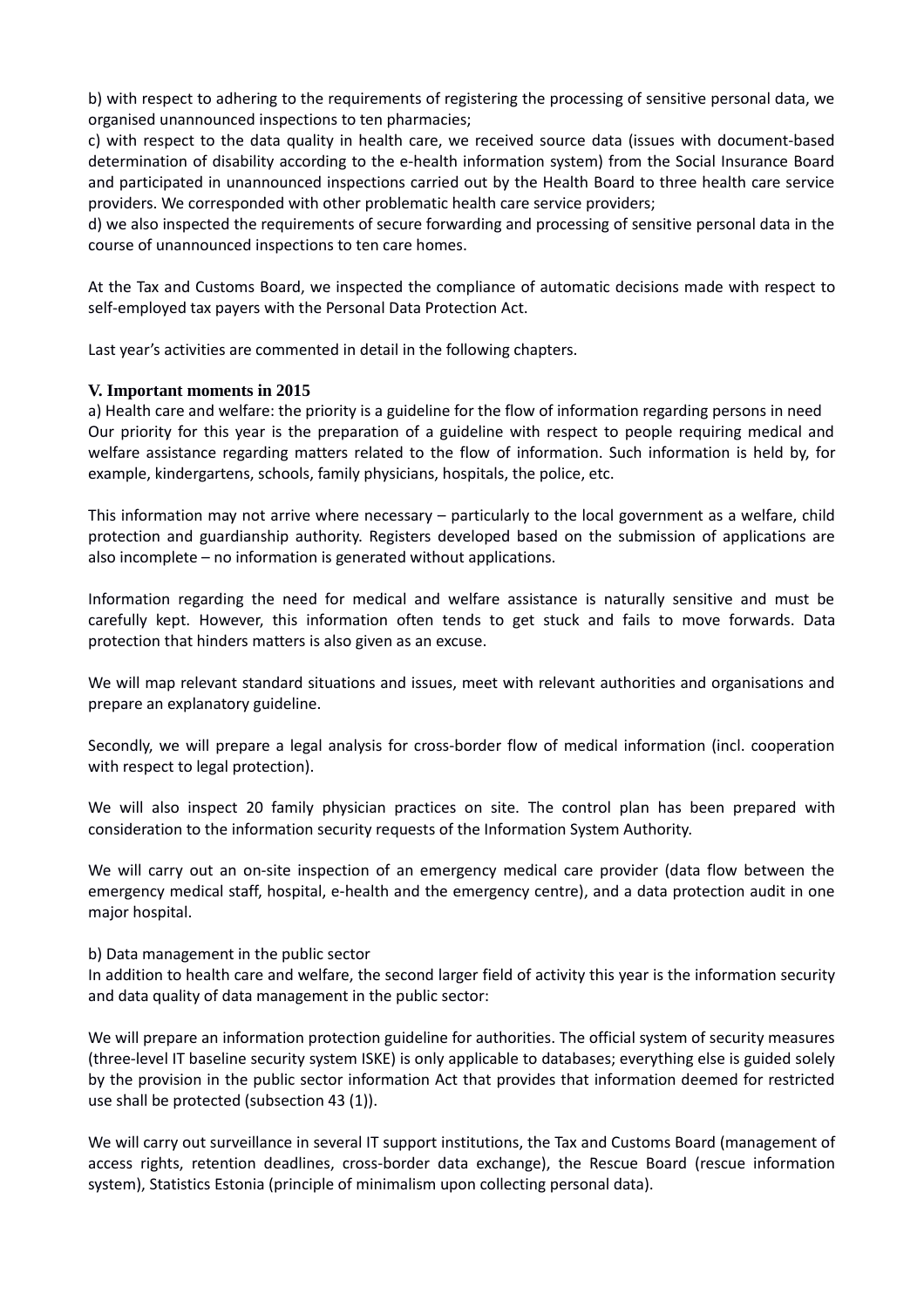b) with respect to adhering to the requirements of registering the processing of sensitive personal data, we organised unannounced inspections to ten pharmacies;

c) with respect to the data quality in health care, we received source data (issues with document-based determination of disability according to the e-health information system) from the Social Insurance Board and participated in unannounced inspections carried out by the Health Board to three health care service providers. We corresponded with other problematic health care service providers;

d) we also inspected the requirements of secure forwarding and processing of sensitive personal data in the course of unannounced inspections to ten care homes.

At the Tax and Customs Board, we inspected the compliance of automatic decisions made with respect to self-employed tax payers with the Personal Data Protection Act.

Last year's activities are commented in detail in the following chapters.

## V. Important moments in 2015

a) Health care and welfare: the priority is a guideline for the flow of information regarding persons in need

Our priority for this year is the preparation of a guideline with respect to people requiring medical and welfare assistance regarding matters related to the flow of information. Such information is held by, for example, kindergartens, schools, family physicians, hospitals, the police, etc.

This information may not arrive where necessary – particularly to the local government as a welfare, child protection and guardianship authority. Registers developed based on the submission of applications are also incomplete – no information is generated without applications.

Information regarding the need for medical and welfare assistance is naturally sensitive and must be carefully kept. However, this information often tends to get stuck and fails to move forwards. Data protection that hinders matters is also given as an excuse.

We will map relevant standard situations and issues, meet with relevant authorities and organisations and prepare an explanatory guideline.

Secondly, we will prepare a legal analysis for cross-border flow of medical information (incl. cooperation with respect to legal protection).

We will also inspect 20 family physician practices on site. The control plan has been prepared with consideration to the information security requests of the Information System Authority.

We will carry out an on-site inspection of an emergency medical care provider (data flow between the emergency medical staff, hospital, e-health and the emergency centre), and a data protection audit in one major hospital.

b) Data management in the public sector

In addition to health care and welfare, the second larger field of activity this year is the information security and data quality of data management in the public sector:

We will prepare an information protection guideline for authorities. The official system of security measures (three-level IT baseline security system ISKE) is only applicable to databases; everything else is guided solely by the provision in the public sector information Act that provides that information deemed for restricted use shall be protected (subsection 43 (1)).

We will carry out surveillance in several IT support institutions, the Tax and Customs Board (management of access rights, retention deadlines, cross-border data exchange), the Rescue Board (rescue information system), Statistics Estonia (principle of minimalism upon collecting personal data).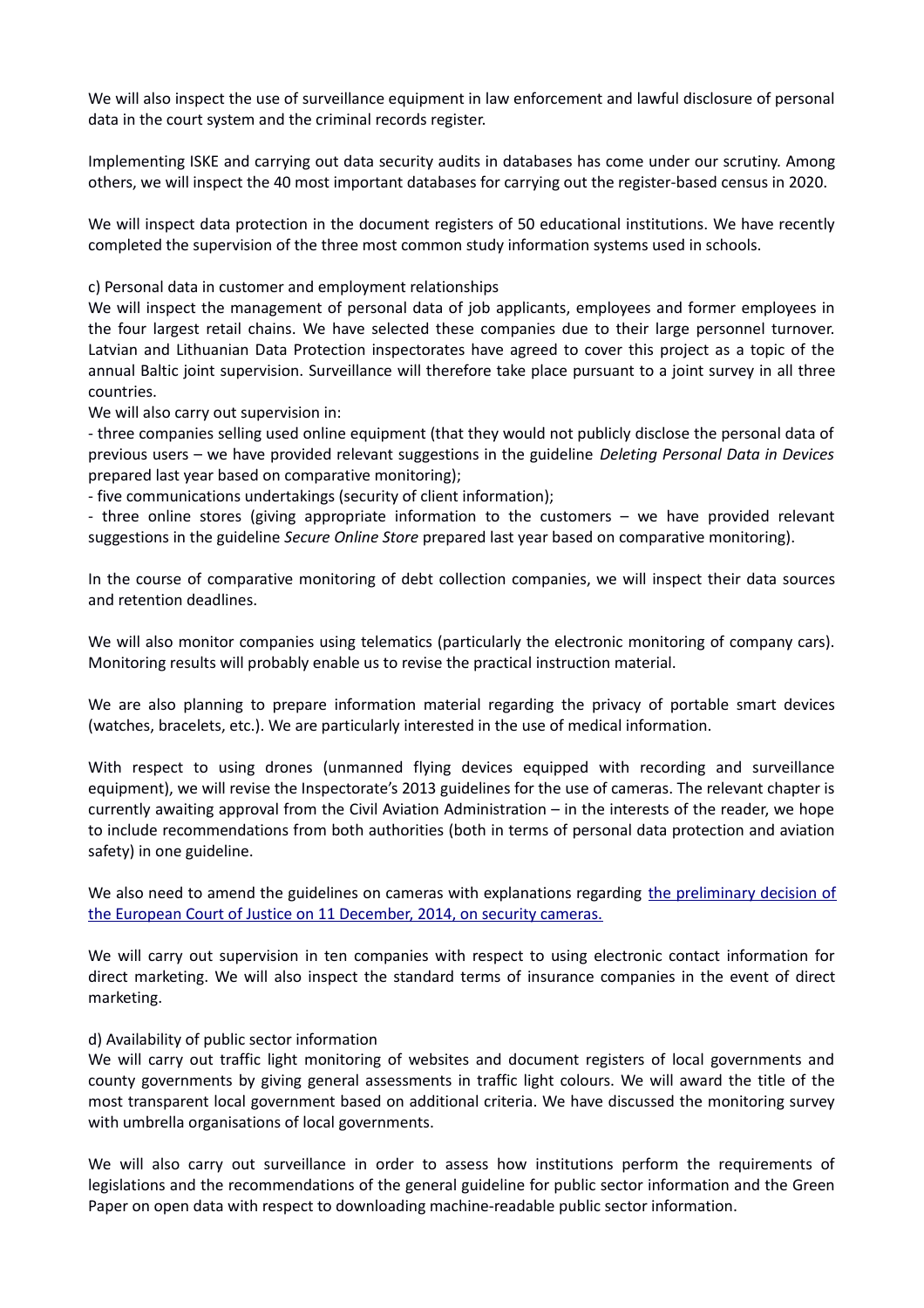We will also inspect the use of surveillance equipment in law enforcement and lawful disclosure of personal data in the court system and the criminal records register.

Implementing ISKE and carrying out data security audits in databases has come under our scrutiny. Among others, we will inspect the 40 most important databases for carrying out the register-based census in 2020.

We will inspect data protection in the document registers of 50 educational institutions. We have recently completed the supervision of the three most common study information systems used in schools.

c) Personal data in customer and employment relationships

We will inspect the management of personal data of job applicants, employees and former employees in the four largest retail chains. We have selected these companies due to their large personnel turnover. Latvian and Lithuanian Data Protection inspectorates have agreed to cover this project as a topic of the annual Baltic joint supervision. Surveillance will therefore take place pursuant to a joint survey in all three countries.

We will also carry out supervision in:

- three companies selling used online equipment (that they would not publicly disclose the personal data of previous users – we have provided relevant suggestions in the guideline *Deleting Personal Data in Devices* prepared last year based on comparative monitoring);
- five communications undertakings (security of client information);
- three online stores (giving appropriate information to the customers – we have provided relevant suggestions in the guideline *Secure Online Store* prepared last year based on comparative monitoring).

In the course of comparative monitoring of debt collection companies, we will inspect their data sources and retention deadlines.

We will also monitor companies using telematics (particularly the electronic monitoring of company cars). Monitoring results will probably enable us to revise the practical instruction material.

We are also planning to prepare information material regarding the privacy of portable smart devices (watches, bracelets, etc.). We are particularly interested in the use of medical information.

With respect to using drones (unmanned flying devices equipped with recording and surveillance equipment), we will revise the Inspectorate's 2013 guidelines for the use of cameras. The relevant chapter is currently awaiting approval from the Civil Aviation Administration – in the interests of the reader, we hope to include recommendations from both authorities (both in terms of personal data protection and aviation safety) in one guideline.

We also need to amend the guidelines on cameras with explanations regarding the preliminary decision of the European Court of Justice on 11 December, 2014, on security cameras.

We will carry out supervision in ten companies with respect to using electronic contact information for direct marketing. We will also inspect the standard terms of insurance companies in the event of direct marketing.

d) Availability of public sector information

We will carry out traffic light monitoring of websites and document registers of local governments and county governments by giving general assessments in traffic light colours. We will award the title of the most transparent local government based on additional criteria. We have discussed the monitoring survey with umbrella organisations of local governments.

We will also carry out surveillance in order to assess how institutions perform the requirements of legislations and the recommendations of the general guideline for public sector information and the Green Paper on open data with respect to downloading machine-readable public sector information.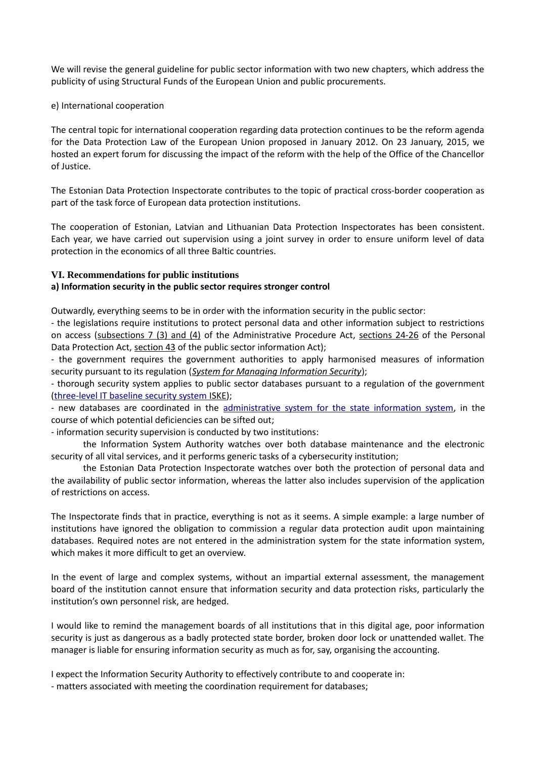We will revise the general guideline for public sector information with two new chapters, which address the publicity of using Structural Funds of the European Union and public procurements.

e) International cooperation

The central topic for international cooperation regarding data protection continues to be the reform agenda for the Data Protection Law of the European Union proposed in January 2012. On 23 January, 2015, we hosted an expert forum for discussing the impact of the reform with the help of the Office of the Chancellor of Justice.

The Estonian Data Protection Inspectorate contributes to the topic of practical cross-border cooperation as part of the task force of European data protection institutions.

The cooperation of Estonian, Latvian and Lithuanian Data Protection Inspectorates has been consistent. Each year, we have carried out supervision using a joint survey in order to ensure uniform level of data protection in the economics of all three Baltic countries.

## VI. Recommendations for public institutions

### a) Information security in the public sector requires stronger control

Outwardly, everything seems to be in order with the information security in the public sector:

- the legislations require institutions to protect personal data and other information subject to restrictions on access (subsections 7 (3) and (4) of the Administrative Procedure Act, sections 24-26 of the Personal Data Protection Act, section 43 of the public sector information Act);
- the government requires the government authorities to apply harmonised measures of information security pursuant to its regulation (*System for Managing Information Security*);
- thorough security system applies to public sector databases pursuant to a regulation of the government (three-level IT baseline security system ISKE);
- new databases are coordinated in the administrative system for the state information system, in the course of which potential deficiencies can be sifted out;
- information security supervision is conducted by two institutions:
  - the Information System Authority watches over both database maintenance and the electronic security of all vital services, and it performs generic tasks of a cybersecurity institution;
  - the Estonian Data Protection Inspectorate watches over both the protection of personal data and the availability of public sector information, whereas the latter also includes supervision of the application of restrictions on access.

The Inspectorate finds that in practice, everything is not as it seems. A simple example: a large number of institutions have ignored the obligation to commission a regular data protection audit upon maintaining databases. Required notes are not entered in the administration system for the state information system, which makes it more difficult to get an overview.

In the event of large and complex systems, without an impartial external assessment, the management board of the institution cannot ensure that information security and data protection risks, particularly the institution's own personnel risk, are hedged.

I would like to remind the management boards of all institutions that in this digital age, poor information security is just as dangerous as a badly protected state border, broken door lock or unattended wallet. The manager is liable for ensuring information security as much as for, say, organising the accounting.

I expect the Information Security Authority to effectively contribute to and cooperate in:

- matters associated with meeting the coordination requirement for databases;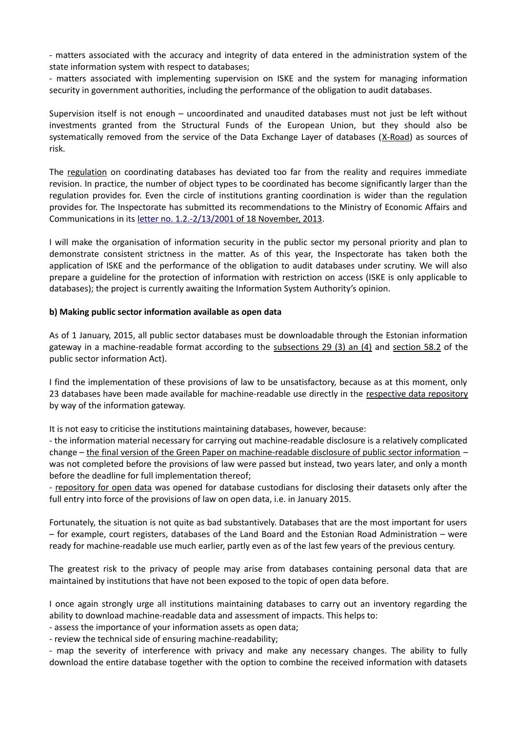- matters associated with the accuracy and integrity of data entered in the administration system of the state information system with respect to databases;
- matters associated with implementing supervision on ISKE and the system for managing information security in government authorities, including the performance of the obligation to audit databases.

Supervision itself is not enough – uncoordinated and unaudited databases must not just be left without investments granted from the Structural Funds of the European Union, but they should also be systematically removed from the service of the Data Exchange Layer of databases (X-Road) as sources of risk.

The regulation on coordinating databases has deviated too far from the reality and requires immediate revision. In practice, the number of object types to be coordinated has become significantly larger than the regulation provides for. Even the circle of institutions granting coordination is wider than the regulation provides for. The Inspectorate has submitted its recommendations to the Ministry of Economic Affairs and Communications in its letter no. 1.2.-2/13/2001 of 18 November, 2013.

I will make the organisation of information security in the public sector my personal priority and plan to demonstrate consistent strictness in the matter. As of this year, the Inspectorate has taken both the application of ISKE and the performance of the obligation to audit databases under scrutiny. We will also prepare a guideline for the protection of information with restriction on access (ISKE is only applicable to databases); the project is currently awaiting the Information System Authority's opinion.

**b) Making public sector information available as open data**

As of 1 January, 2015, all public sector databases must be downloadable through the Estonian information gateway in a machine-readable format according to the subsections 29 (3) an (4) and section 58.2 of the public sector information Act).

I find the implementation of these provisions of law to be unsatisfactory, because as at this moment, only 23 databases have been made available for machine-readable use directly in the respective data repository by way of the information gateway.

It is not easy to criticise the institutions maintaining databases, however, because:
- the information material necessary for carrying out machine-readable disclosure is a relatively complicated change – the final version of the Green Paper on machine-readable disclosure of public sector information – was not completed before the provisions of law were passed but instead, two years later, and only a month before the deadline for full implementation thereof;
- repository for open data was opened for database custodians for disclosing their datasets only after the full entry into force of the provisions of law on open data, i.e. in January 2015.

Fortunately, the situation is not quite as bad substantively. Databases that are the most important for users – for example, court registers, databases of the Land Board and the Estonian Road Administration – were ready for machine-readable use much earlier, partly even as of the last few years of the previous century.

The greatest risk to the privacy of people may arise from databases containing personal data that are maintained by institutions that have not been exposed to the topic of open data before.

I once again strongly urge all institutions maintaining databases to carry out an inventory regarding the ability to download machine-readable data and assessment of impacts. This helps to:
- assess the importance of your information assets as open data;
- review the technical side of ensuring machine-readability;
- map the severity of interference with privacy and make any necessary changes. The ability to fully download the entire database together with the option to combine the received information with datasets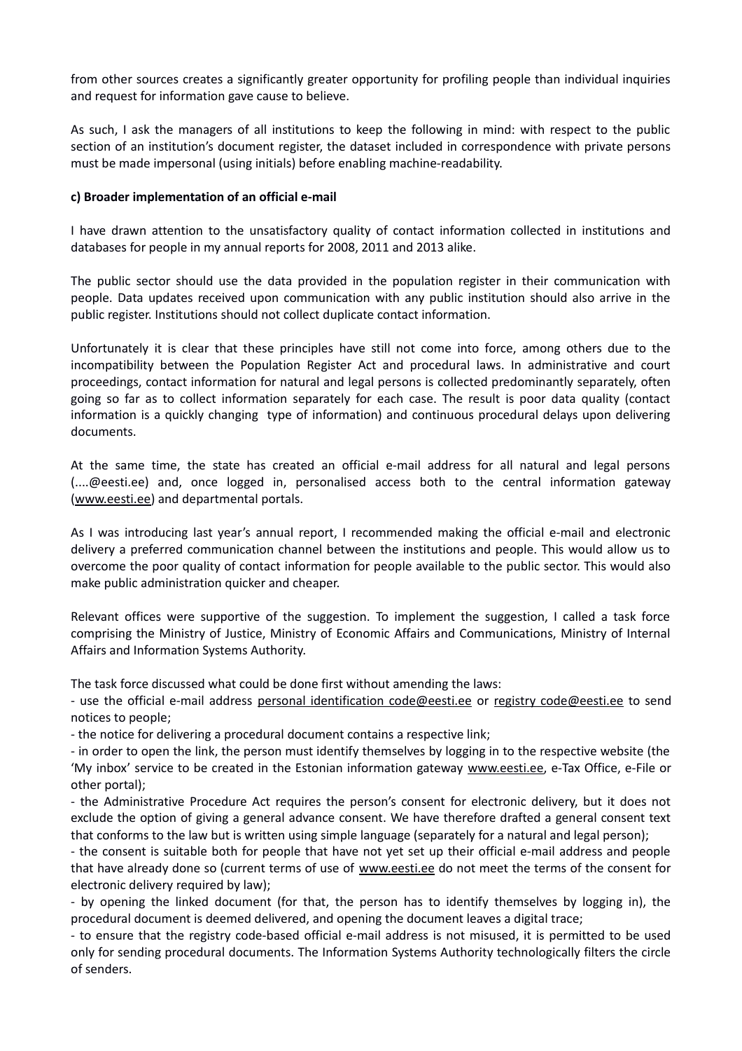from other sources creates a significantly greater opportunity for profiling people than individual inquiries and request for information gave cause to believe.

As such, I ask the managers of all institutions to keep the following in mind: with respect to the public section of an institution's document register, the dataset included in correspondence with private persons must be made impersonal (using initials) before enabling machine-readability.

**c) Broader implementation of an official e-mail**

I have drawn attention to the unsatisfactory quality of contact information collected in institutions and databases for people in my annual reports for 2008, 2011 and 2013 alike.

The public sector should use the data provided in the population register in their communication with people. Data updates received upon communication with any public institution should also arrive in the public register. Institutions should not collect duplicate contact information.

Unfortunately it is clear that these principles have still not come into force, among others due to the incompatibility between the Population Register Act and procedural laws. In administrative and court proceedings, contact information for natural and legal persons is collected predominantly separately, often going so far as to collect information separately for each case. The result is poor data quality (contact information is a quickly changing type of information) and continuous procedural delays upon delivering documents.

At the same time, the state has created an official e-mail address for all natural and legal persons (....@eesti.ee) and, once logged in, personalised access both to the central information gateway (www.eesti.ee) and departmental portals.

As I was introducing last year's annual report, I recommended making the official e-mail and electronic delivery a preferred communication channel between the institutions and people. This would allow us to overcome the poor quality of contact information for people available to the public sector. This would also make public administration quicker and cheaper.

Relevant offices were supportive of the suggestion. To implement the suggestion, I called a task force comprising the Ministry of Justice, Ministry of Economic Affairs and Communications, Ministry of Internal Affairs and Information Systems Authority.

The task force discussed what could be done first without amending the laws:
- use the official e-mail address personal identification code@eesti.ee or registry code@eesti.ee to send notices to people;
- the notice for delivering a procedural document contains a respective link;
- in order to open the link, the person must identify themselves by logging in to the respective website (the 'My inbox' service to be created in the Estonian information gateway www.eesti.ee, e-Tax Office, e-File or other portal);
- the Administrative Procedure Act requires the person's consent for electronic delivery, but it does not exclude the option of giving a general advance consent. We have therefore drafted a general consent text that conforms to the law but is written using simple language (separately for a natural and legal person);
- the consent is suitable both for people that have not yet set up their official e-mail address and people that have already done so (current terms of use of www.eesti.ee do not meet the terms of the consent for electronic delivery required by law);
- by opening the linked document (for that, the person has to identify themselves by logging in), the procedural document is deemed delivered, and opening the document leaves a digital trace;
- to ensure that the registry code-based official e-mail address is not misused, it is permitted to be used only for sending procedural documents. The Information Systems Authority technologically filters the circle of senders.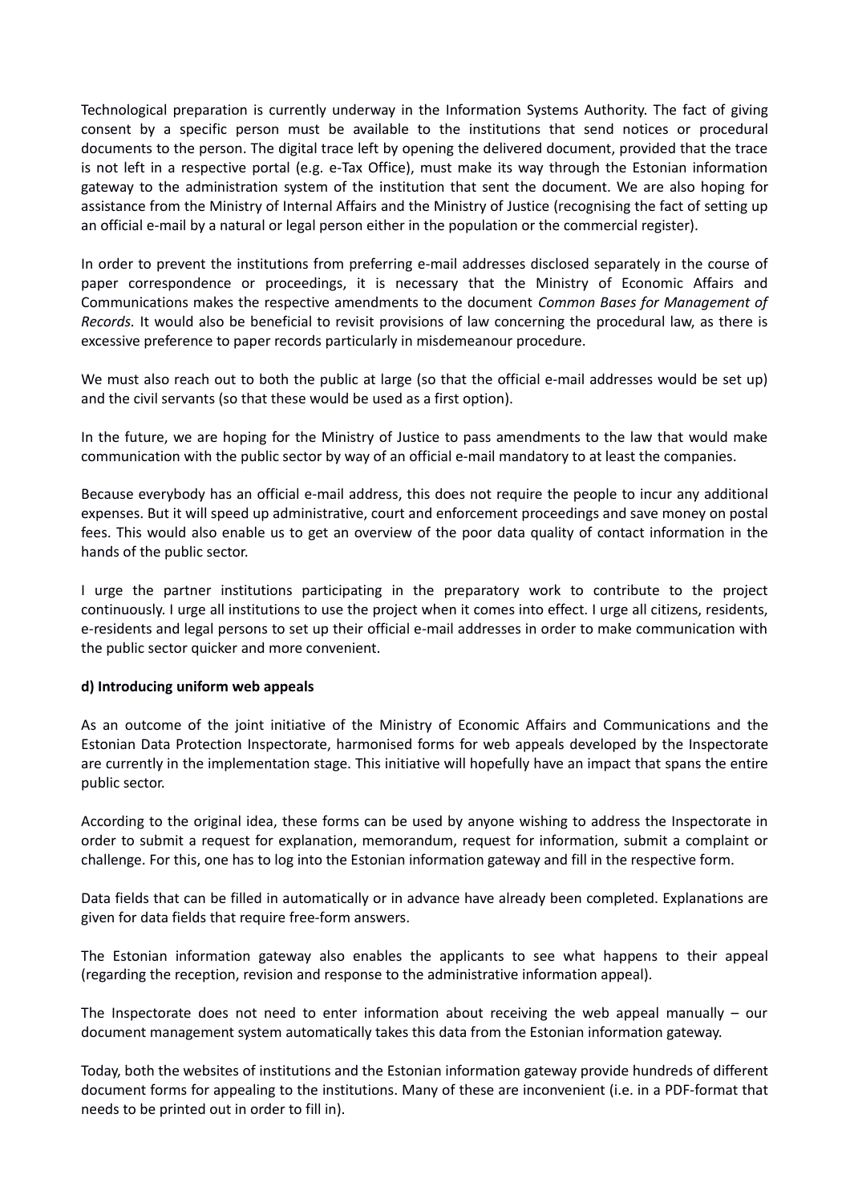Technological preparation is currently underway in the Information Systems Authority. The fact of giving consent by a specific person must be available to the institutions that send notices or procedural documents to the person. The digital trace left by opening the delivered document, provided that the trace is not left in a respective portal (e.g. e-Tax Office), must make its way through the Estonian information gateway to the administration system of the institution that sent the document. We are also hoping for assistance from the Ministry of Internal Affairs and the Ministry of Justice (recognising the fact of setting up an official e-mail by a natural or legal person either in the population or the commercial register).

In order to prevent the institutions from preferring e-mail addresses disclosed separately in the course of paper correspondence or proceedings, it is necessary that the Ministry of Economic Affairs and Communications makes the respective amendments to the document *Common Bases for Management of Records.* It would also be beneficial to revisit provisions of law concerning the procedural law, as there is excessive preference to paper records particularly in misdemeanour procedure.

We must also reach out to both the public at large (so that the official e-mail addresses would be set up) and the civil servants (so that these would be used as a first option).

In the future, we are hoping for the Ministry of Justice to pass amendments to the law that would make communication with the public sector by way of an official e-mail mandatory to at least the companies.

Because everybody has an official e-mail address, this does not require the people to incur any additional expenses. But it will speed up administrative, court and enforcement proceedings and save money on postal fees. This would also enable us to get an overview of the poor data quality of contact information in the hands of the public sector.

I urge the partner institutions participating in the preparatory work to contribute to the project continuously. I urge all institutions to use the project when it comes into effect. I urge all citizens, residents, e-residents and legal persons to set up their official e-mail addresses in order to make communication with the public sector quicker and more convenient.

**d) Introducing uniform web appeals**

As an outcome of the joint initiative of the Ministry of Economic Affairs and Communications and the Estonian Data Protection Inspectorate, harmonised forms for web appeals developed by the Inspectorate are currently in the implementation stage. This initiative will hopefully have an impact that spans the entire public sector.

According to the original idea, these forms can be used by anyone wishing to address the Inspectorate in order to submit a request for explanation, memorandum, request for information, submit a complaint or challenge. For this, one has to log into the Estonian information gateway and fill in the respective form.

Data fields that can be filled in automatically or in advance have already been completed. Explanations are given for data fields that require free-form answers.

The Estonian information gateway also enables the applicants to see what happens to their appeal (regarding the reception, revision and response to the administrative information appeal).

The Inspectorate does not need to enter information about receiving the web appeal manually – our document management system automatically takes this data from the Estonian information gateway.

Today, both the websites of institutions and the Estonian information gateway provide hundreds of different document forms for appealing to the institutions. Many of these are inconvenient (i.e. in a PDF-format that needs to be printed out in order to fill in).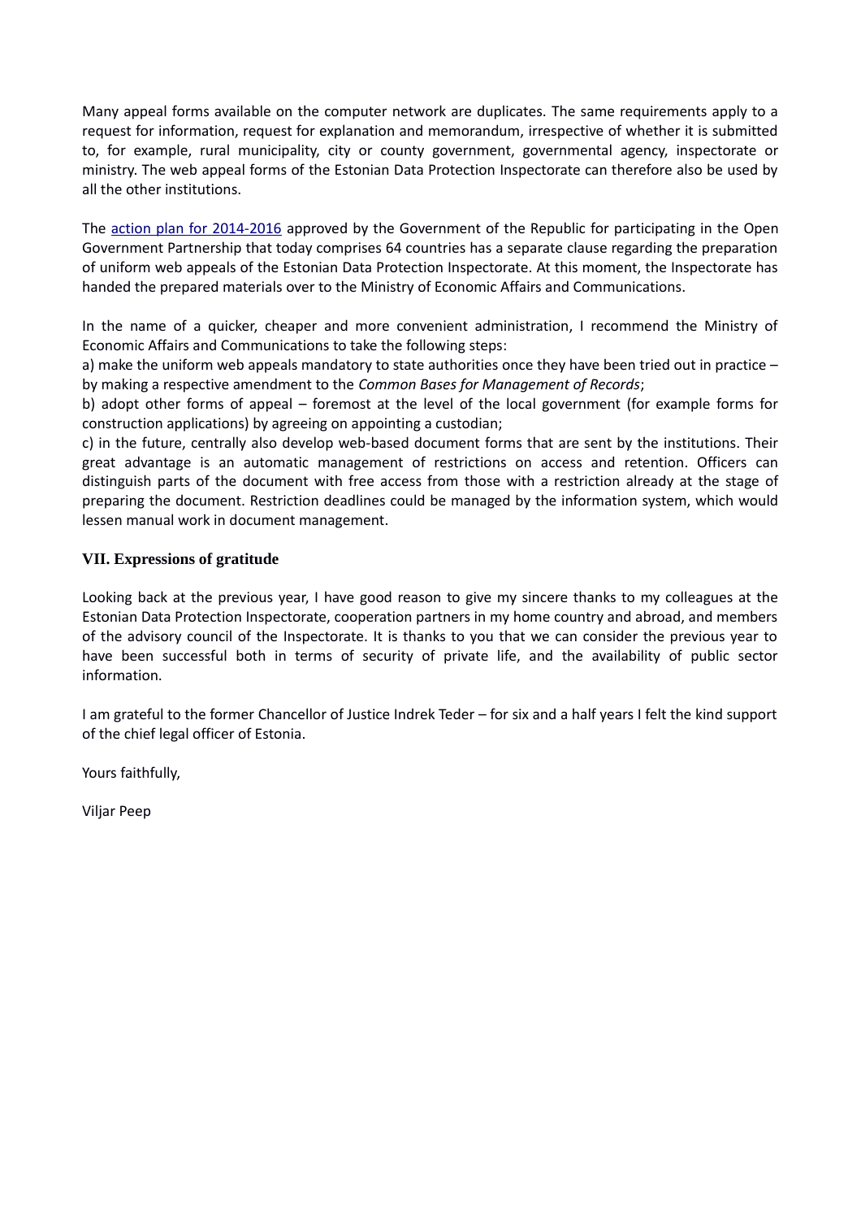Many appeal forms available on the computer network are duplicates. The same requirements apply to a request for information, request for explanation and memorandum, irrespective of whether it is submitted to, for example, rural municipality, city or county government, governmental agency, inspectorate or ministry. The web appeal forms of the Estonian Data Protection Inspectorate can therefore also be used by all the other institutions.

The action plan for 2014-2016 approved by the Government of the Republic for participating in the Open Government Partnership that today comprises 64 countries has a separate clause regarding the preparation of uniform web appeals of the Estonian Data Protection Inspectorate. At this moment, the Inspectorate has handed the prepared materials over to the Ministry of Economic Affairs and Communications.

In the name of a quicker, cheaper and more convenient administration, I recommend the Ministry of Economic Affairs and Communications to take the following steps:
a) make the uniform web appeals mandatory to state authorities once they have been tried out in practice – by making a respective amendment to the *Common Bases for Management of Records*;
b) adopt other forms of appeal – foremost at the level of the local government (for example forms for construction applications) by agreeing on appointing a custodian;
c) in the future, centrally also develop web-based document forms that are sent by the institutions. Their great advantage is an automatic management of restrictions on access and retention. Officers can distinguish parts of the document with free access from those with a restriction already at the stage of preparing the document. Restriction deadlines could be managed by the information system, which would lessen manual work in document management.

## VII. Expressions of gratitude

Looking back at the previous year, I have good reason to give my sincere thanks to my colleagues at the Estonian Data Protection Inspectorate, cooperation partners in my home country and abroad, and members of the advisory council of the Inspectorate. It is thanks to you that we can consider the previous year to have been successful both in terms of security of private life, and the availability of public sector information.

I am grateful to the former Chancellor of Justice Indrek Teder – for six and a half years I felt the kind support of the chief legal officer of Estonia.

Yours faithfully,

Viljar Peep